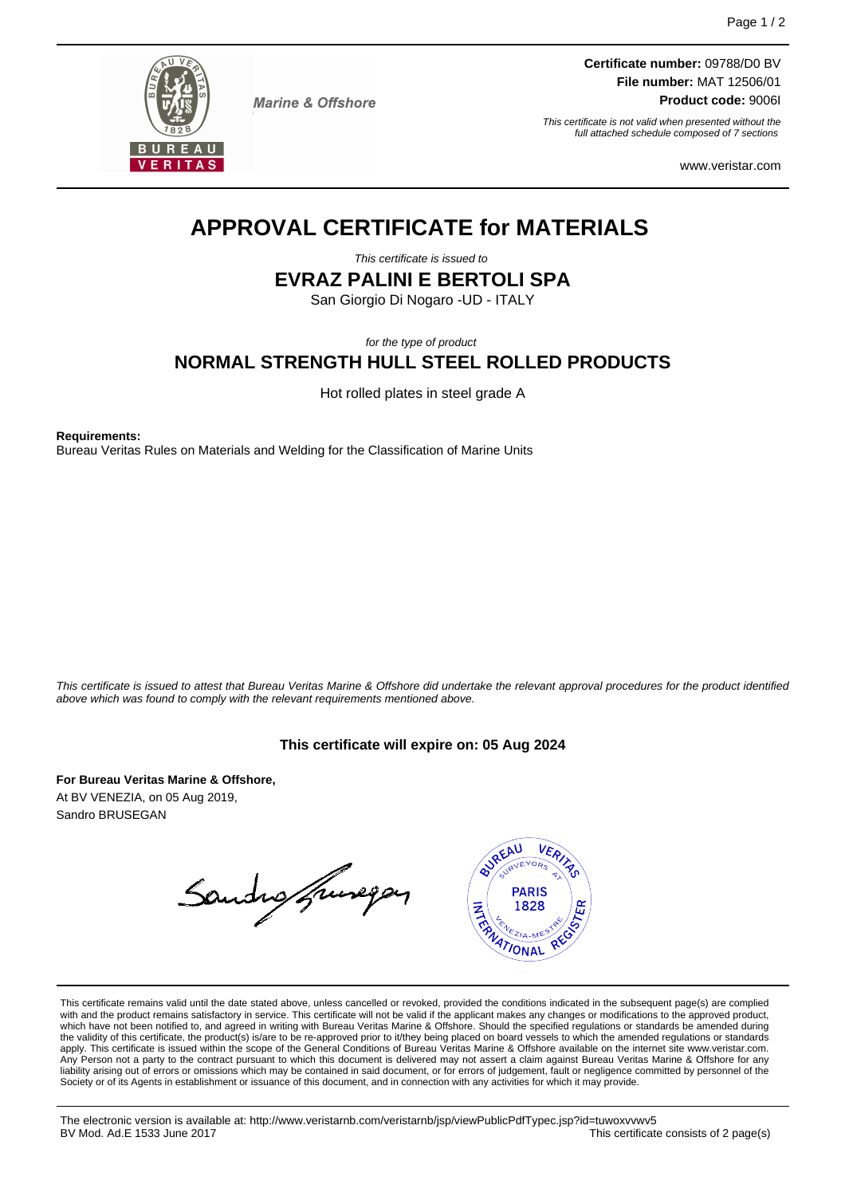Marine & Offshore

**Certificate number:** 09788/D0 BV
**File number:** MAT 12506/01
**Product code:** 9006I

*This certificate is not valid when presented without the full attached schedule composed of 7 sections*

www.veristar.com

# APPROVAL CERTIFICATE for MATERIALS

*This certificate is issued to*

## EVRAZ PALINI E BERTOLI SPA

San Giorgio Di Nogaro -UD - ITALY

*for the type of product*

## NORMAL STRENGTH HULL STEEL ROLLED PRODUCTS

Hot rolled plates in steel grade A

**Requirements:**
Bureau Veritas Rules on Materials and Welding for the Classification of Marine Units

*This certificate is issued to attest that Bureau Veritas Marine & Offshore did undertake the relevant approval procedures for the product identified above which was found to comply with the relevant requirements mentioned above.*

**This certificate will expire on: 05 Aug 2024**

**For Bureau Veritas Marine & Offshore,**
At BV VENEZIA, on 05 Aug 2019,
Sandro BRUSEGAN

This certificate remains valid until the date stated above, unless cancelled or revoked, provided the conditions indicated in the subsequent page(s) are complied with and the product remains satisfactory in service. This certificate will not be valid if the applicant makes any changes or modifications to the approved product, which have not been notified to, and agreed in writing with Bureau Veritas Marine & Offshore. Should the specified regulations or standards be amended during the validity of this certificate, the product(s) is/are to be re-approved prior to it/they being placed on board vessels to which the amended regulations or standards apply. This certificate is issued within the scope of the General Conditions of Bureau Veritas Marine & Offshore available on the internet site www.veristar.com. Any Person not a party to the contract pursuant to which this document is delivered may not assert a claim against Bureau Veritas Marine & Offshore for any liability arising out of errors or omissions which may be contained in said document, or for errors of judgement, fault or negligence committed by personnel of the Society or of its Agents in establishment or issuance of this document, and in connection with any activities for which it may provide.

The electronic version is available at: http://www.veristarnb.com/veristarnb/jsp/viewPublicPdfTypec.jsp?id=tuwoxvvwv5
BV Mod. Ad.E 1533 June 2017 — This certificate consists of 2 page(s)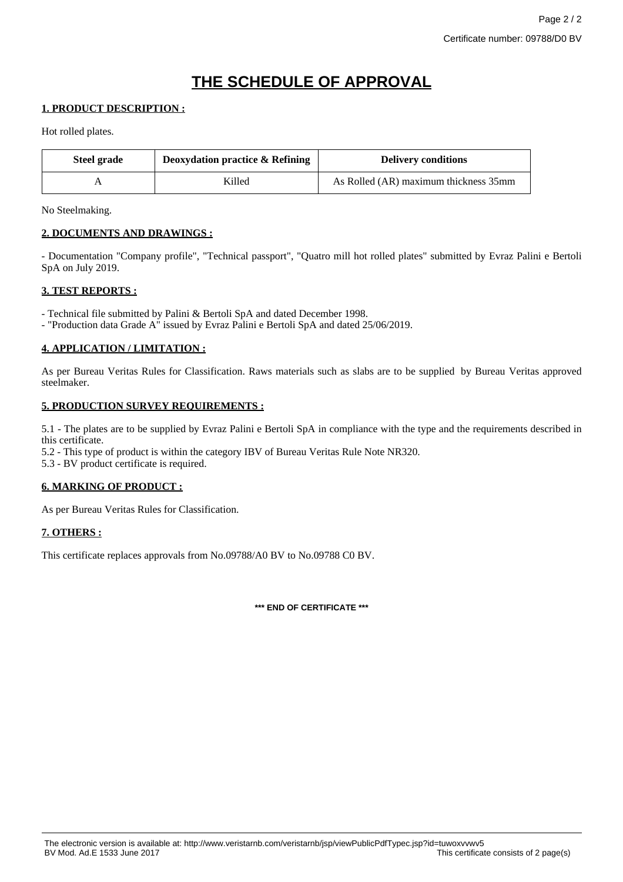# THE SCHEDULE OF APPROVAL

## 1. PRODUCT DESCRIPTION :

Hot rolled plates.

| Steel grade | Deoxydation practice & Refining | Delivery conditions |
|---|---|---|
| A | Killed | As Rolled (AR) maximum thickness 35mm |

No Steelmaking.

## 2. DOCUMENTS AND DRAWINGS :

- Documentation "Company profile", "Technical passport", "Quatro mill hot rolled plates" submitted by Evraz Palini e Bertoli SpA on July 2019.

## 3. TEST REPORTS :

- Technical file submitted by Palini & Bertoli SpA and dated December 1998.
- "Production data Grade A" issued by Evraz Palini e Bertoli SpA and dated 25/06/2019.

## 4. APPLICATION / LIMITATION :

As per Bureau Veritas Rules for Classification. Raws materials such as slabs are to be supplied by Bureau Veritas approved steelmaker.

## 5. PRODUCTION SURVEY REQUIREMENTS :

5.1 - The plates are to be supplied by Evraz Palini e Bertoli SpA in compliance with the type and the requirements described in this certificate.
5.2 - This type of product is within the category IBV of Bureau Veritas Rule Note NR320.
5.3 - BV product certificate is required.

## 6. MARKING OF PRODUCT :

As per Bureau Veritas Rules for Classification.

## 7. OTHERS :

This certificate replaces approvals from No.09788/A0 BV to No.09788 C0 BV.

**\*\*\* END OF CERTIFICATE \*\*\***

The electronic version is available at: http://www.veristarnb.com/veristarnb/jsp/viewPublicPdfTypec.jsp?id=tuwoxvvwv5
BV Mod. Ad.E 1533 June 2017